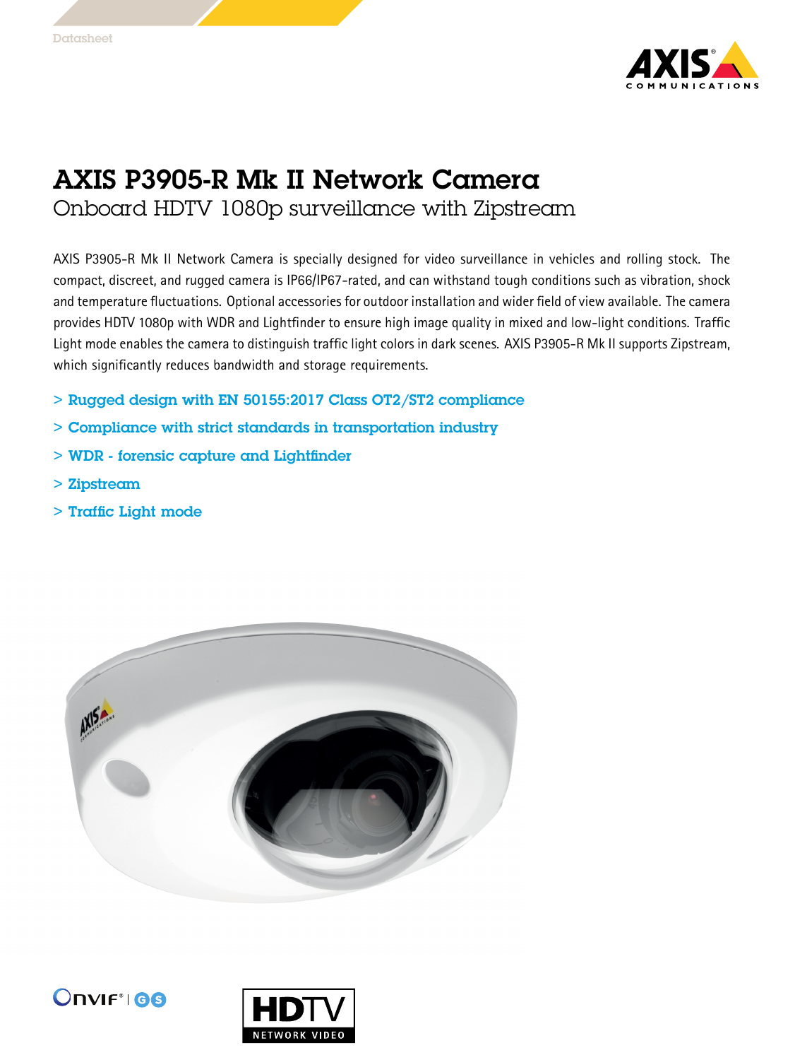Datasheet

# AXIS P3905-R Mk II Network Camera

## Onboard HDTV 1080p surveillance with Zipstream

AXIS P3905-R Mk II Network Camera is specially designed for video surveillance in vehicles and rolling stock. The compact, discreet, and rugged camera is IP66/IP67-rated, and can withstand tough conditions such as vibration, shock and temperature fluctuations. Optional accessories for outdoor installation and wider field of view available. The camera provides HDTV 1080p with WDR and Lightfinder to ensure high image quality in mixed and low-light conditions. Traffic Light mode enables the camera to distinguish traffic light colors in dark scenes. AXIS P3905-R Mk II supports Zipstream, which significantly reduces bandwidth and storage requirements.

- > Rugged design with EN 50155:2017 Class OT2/ST2 compliance
- > Compliance with strict standards in transportation industry
- > WDR - forensic capture and Lightfinder
- > Zipstream
- > Traffic Light mode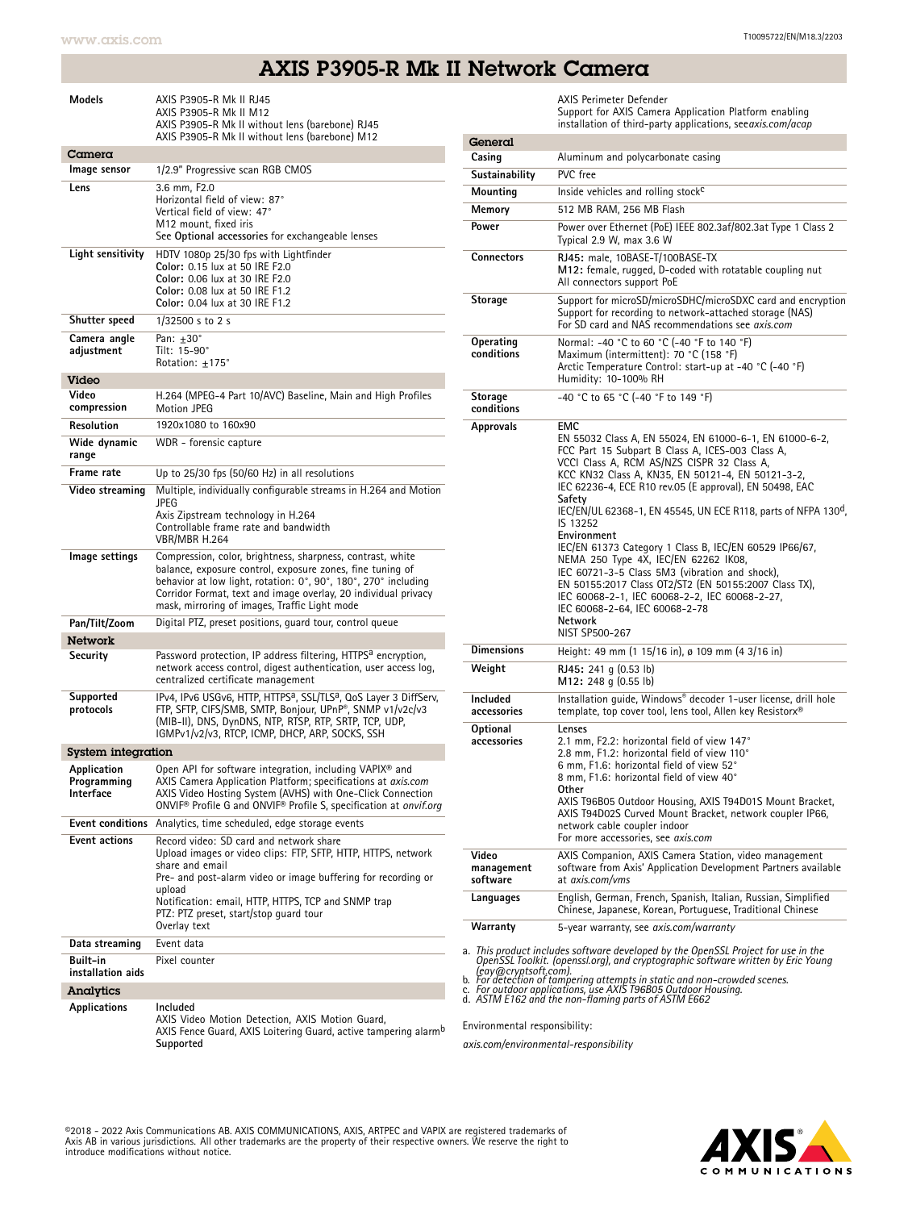# AXIS P3905-R Mk II Network Camera

| | |
|---|---|
| **Models** | AXIS P3905-R Mk II RJ45<br>AXIS P3905-R Mk II M12<br>AXIS P3905-R Mk II without lens (barebone) RJ45<br>AXIS P3905-R Mk II without lens (barebone) M12 |

## Camera

| | |
|---|---|
| **Image sensor** | 1/2.9" Progressive scan RGB CMOS |
| **Lens** | 3.6 mm, F2.0<br>Horizontal field of view: 87°<br>Vertical field of view: 47°<br>M12 mount, fixed iris<br>See **Optional accessories** for exchangeable lenses |
| **Light sensitivity** | HDTV 1080p 25/30 fps with Lightfinder<br>**Color:** 0.15 lux at 50 IRE F2.0<br>**Color:** 0.06 lux at 30 IRE F2.0<br>**Color:** 0.08 lux at 50 IRE F1.2<br>**Color:** 0.04 lux at 30 IRE F1.2 |
| **Shutter speed** | 1/32500 s to 2 s |
| **Camera angle adjustment** | Pan: ±30°<br>Tilt: 15–90°<br>Rotation: ±175° |

## Video

| | |
|---|---|
| **Video compression** | H.264 (MPEG-4 Part 10/AVC) Baseline, Main and High Profiles<br>Motion JPEG |
| **Resolution** | 1920x1080 to 160x90 |
| **Wide dynamic range** | WDR – forensic capture |
| **Frame rate** | Up to 25/30 fps (50/60 Hz) in all resolutions |
| **Video streaming** | Multiple, individually configurable streams in H.264 and Motion JPEG<br>Axis Zipstream technology in H.264<br>Controllable frame rate and bandwidth<br>VBR/MBR H.264 |
| **Image settings** | Compression, color, brightness, sharpness, contrast, white balance, exposure control, exposure zones, fine tuning of behavior at low light, rotation: 0°, 90°, 180°, 270° including Corridor Format, text and image overlay, 20 individual privacy mask, mirroring of images, Traffic Light mode |
| **Pan/Tilt/Zoom** | Digital PTZ, preset positions, guard tour, control queue |

## Network

| | |
|---|---|
| **Security** | Password protection, IP address filtering, HTTPS[a] encryption, network access control, digest authentication, user access log, centralized certificate management |
| **Supported protocols** | IPv4, IPv6 USGv6, HTTP, HTTPS[a], SSL/TLS[a], QoS Layer 3 DiffServ, FTP, SFTP, CIFS/SMB, SMTP, Bonjour, UPnP®, SNMP v1/v2c/v3 (MIB-II), DNS, DynDNS, NTP, RTSP, RTP, SRTP, TCP, UDP, IGMPv1/v2/v3, RTCP, ICMP, DHCP, ARP, SOCKS, SSH |

## System integration

| | |
|---|---|
| **Application Programming Interface** | Open API for software integration, including VAPIX® and AXIS Camera Application Platform; specifications at *axis.com*<br>AXIS Video Hosting System (AVHS) with One-Click Connection<br>ONVIF® Profile G and ONVIF® Profile S, specification at *onvif.org* |
| **Event conditions** | Analytics, time scheduled, edge storage events |
| **Event actions** | Record video: SD card and network share<br>Upload images or video clips: FTP, SFTP, HTTP, HTTPS, network share and email<br>Pre- and post-alarm video or image buffering for recording or upload<br>Notification: email, HTTP, HTTPS, TCP and SNMP trap<br>PTZ: PTZ preset, start/stop guard tour<br>Overlay text |
| **Data streaming** | Event data |
| **Built-in installation aids** | Pixel counter |

## Analytics

| | |
|---|---|
| **Applications** | **Included**<br>AXIS Video Motion Detection, AXIS Motion Guard, AXIS Fence Guard, AXIS Loitering Guard, active tampering alarm[b]<br>**Supported**<br>AXIS Perimeter Defender<br>Support for AXIS Camera Application Platform enabling installation of third-party applications, see *axis.com/acap* |

## General

| | |
|---|---|
| **Casing** | Aluminum and polycarbonate casing |
| **Sustainability** | PVC free |
| **Mounting** | Inside vehicles and rolling stock[c] |
| **Memory** | 512 MB RAM, 256 MB Flash |
| **Power** | Power over Ethernet (PoE) IEEE 802.3af/802.3at Type 1 Class 2<br>Typical 2.9 W, max 3.6 W |
| **Connectors** | **RJ45:** male, 10BASE-T/100BASE-TX<br>**M12:** female, rugged, D-coded with rotatable coupling nut<br>All connectors support PoE |
| **Storage** | Support for microSD/microSDHC/microSDXC card and encryption<br>Support for recording to network-attached storage (NAS)<br>For SD card and NAS recommendations see *axis.com* |
| **Operating conditions** | Normal: -40 °C to 60 °C (-40 °F to 140 °F)<br>Maximum (intermittent): 70 °C (158 °F)<br>Arctic Temperature Control: start-up at -40 °C (-40 °F)<br>Humidity: 10–100% RH |
| **Storage conditions** | -40 °C to 65 °C (-40 °F to 149 °F) |
| **Approvals** | **EMC**<br>EN 55032 Class A, EN 55024, EN 61000-6-1, EN 61000-6-2, FCC Part 15 Subpart B Class A, ICES-003 Class A, VCCI Class A, RCM AS/NZS CISPR 32 Class A, KCC KN32 Class A, KN35, EN 50121-4, EN 50121-3-2, IEC 62236-4, ECE R10 rev.05 (E approval), EN 50498, EAC<br>**Safety**<br>IEC/EN/UL 62368-1, EN 45545, UN ECE R118, parts of NFPA 130[d], IS 13252<br>**Environment**<br>IEC/EN 61373 Category 1 Class B, IEC/EN 60529 IP66/67, NEMA 250 Type 4X, IEC/EN 62262 IK08, IEC 60721-3-5 Class 5M3 (vibration and shock), EN 50155:2017 Class OT2/ST2 (EN 50155:2007 Class TX), IEC 60068-2-1, IEC 60068-2-2, IEC 60068-2-27, IEC 60068-2-64, IEC 60068-2-78<br>**Network**<br>NIST SP500-267 |
| **Dimensions** | Height: 49 mm (1 15/16 in), ø 109 mm (4 3/16 in) |
| **Weight** | **RJ45:** 241 g (0.53 lb)<br>**M12:** 248 g (0.55 lb) |
| **Included accessories** | Installation guide, Windows® decoder 1-user license, drill hole template, top cover tool, lens tool, Allen key Resistorx® |
| **Optional accessories** | **Lenses**<br>2.1 mm, F2.2: horizontal field of view 147°<br>2.8 mm, F1.2: horizontal field of view 110°<br>6 mm, F1.6: horizontal field of view 52°<br>8 mm, F1.6: horizontal field of view 40°<br>**Other**<br>AXIS T96B05 Outdoor Housing, AXIS T94D01S Mount Bracket, AXIS T94D02S Curved Mount Bracket, network coupler IP66, network cable coupler indoor<br>For more accessories, see *axis.com* |
| **Video management software** | AXIS Companion, AXIS Camera Station, video management software from Axis' Application Development Partners available at *axis.com/vms* |
| **Languages** | English, German, French, Spanish, Italian, Russian, Simplified Chinese, Japanese, Korean, Portuguese, Traditional Chinese |
| **Warranty** | 5-year warranty, see *axis.com/warranty* |

a. *This product includes software developed by the OpenSSL Project for use in the OpenSSL Toolkit. (openssl.org), and cryptographic software written by Eric Young (eay@cryptsoft.com).*
b. *For detection of tampering attempts in static and non-crowded scenes.*
c. *For outdoor applications, use AXIS T96B05 Outdoor Housing.*
d. *ASTM E162 and the non-flaming parts of ASTM E662*

Environmental responsibility:

*axis.com/environmental-responsibility*

©2018 - 2022 Axis Communications AB. AXIS COMMUNICATIONS, AXIS, ARTPEC and VAPIX are registered trademarks of Axis AB in various jurisdictions. All other trademarks are the property of their respective owners. We reserve the right to introduce modifications without notice.